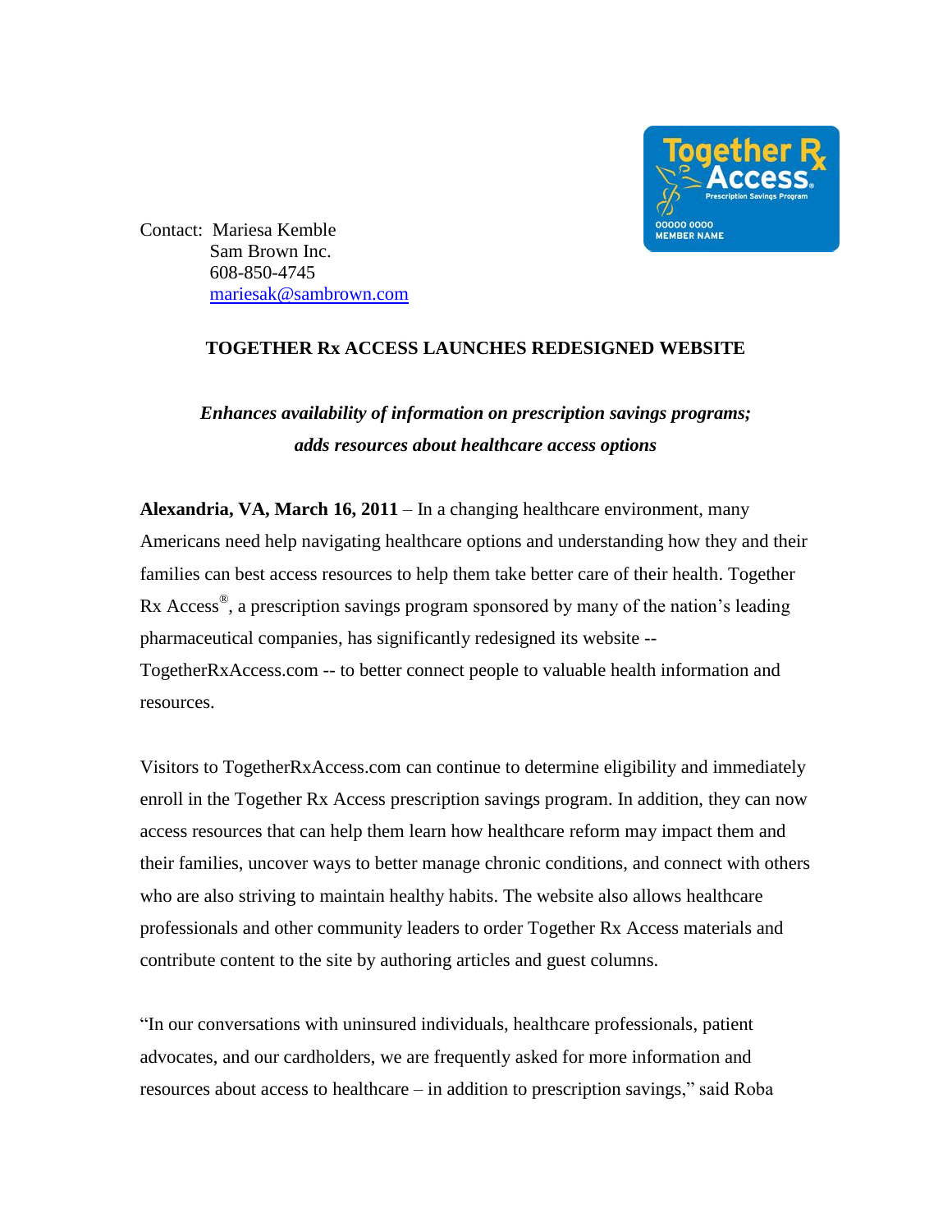Contact: Mariesa Kemble
Sam Brown Inc.
608-850-4745
mariesak@sambrown.com

# TOGETHER Rx ACCESS LAUNCHES REDESIGNED WEBSITE

***Enhances availability of information on prescription savings programs; adds resources about healthcare access options***

**Alexandria, VA, March 16, 2011** – In a changing healthcare environment, many Americans need help navigating healthcare options and understanding how they and their families can best access resources to help them take better care of their health. Together Rx Access®, a prescription savings program sponsored by many of the nation's leading pharmaceutical companies, has significantly redesigned its website -- TogetherRxAccess.com -- to better connect people to valuable health information and resources.

Visitors to TogetherRxAccess.com can continue to determine eligibility and immediately enroll in the Together Rx Access prescription savings program. In addition, they can now access resources that can help them learn how healthcare reform may impact them and their families, uncover ways to better manage chronic conditions, and connect with others who are also striving to maintain healthy habits. The website also allows healthcare professionals and other community leaders to order Together Rx Access materials and contribute content to the site by authoring articles and guest columns.

"In our conversations with uninsured individuals, healthcare professionals, patient advocates, and our cardholders, we are frequently asked for more information and resources about access to healthcare – in addition to prescription savings," said Roba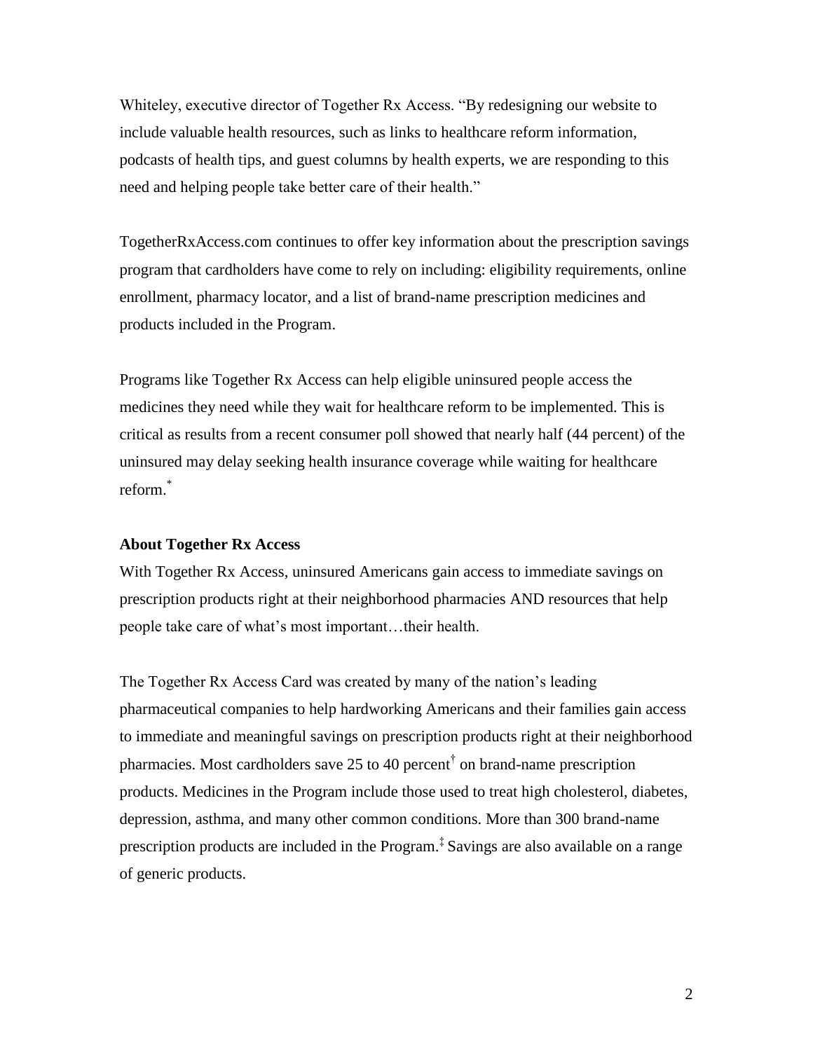Whiteley, executive director of Together Rx Access. "By redesigning our website to include valuable health resources, such as links to healthcare reform information, podcasts of health tips, and guest columns by health experts, we are responding to this need and helping people take better care of their health."

TogetherRxAccess.com continues to offer key information about the prescription savings program that cardholders have come to rely on including: eligibility requirements, online enrollment, pharmacy locator, and a list of brand-name prescription medicines and products included in the Program.

Programs like Together Rx Access can help eligible uninsured people access the medicines they need while they wait for healthcare reform to be implemented. This is critical as results from a recent consumer poll showed that nearly half (44 percent) of the uninsured may delay seeking health insurance coverage while waiting for healthcare reform.[*]

**About Together Rx Access**

With Together Rx Access, uninsured Americans gain access to immediate savings on prescription products right at their neighborhood pharmacies AND resources that help people take care of what's most important…their health.

The Together Rx Access Card was created by many of the nation's leading pharmaceutical companies to help hardworking Americans and their families gain access to immediate and meaningful savings on prescription products right at their neighborhood pharmacies. Most cardholders save 25 to 40 percent[†] on brand-name prescription products. Medicines in the Program include those used to treat high cholesterol, diabetes, depression, asthma, and many other common conditions. More than 300 brand-name prescription products are included in the Program.[‡] Savings are also available on a range of generic products.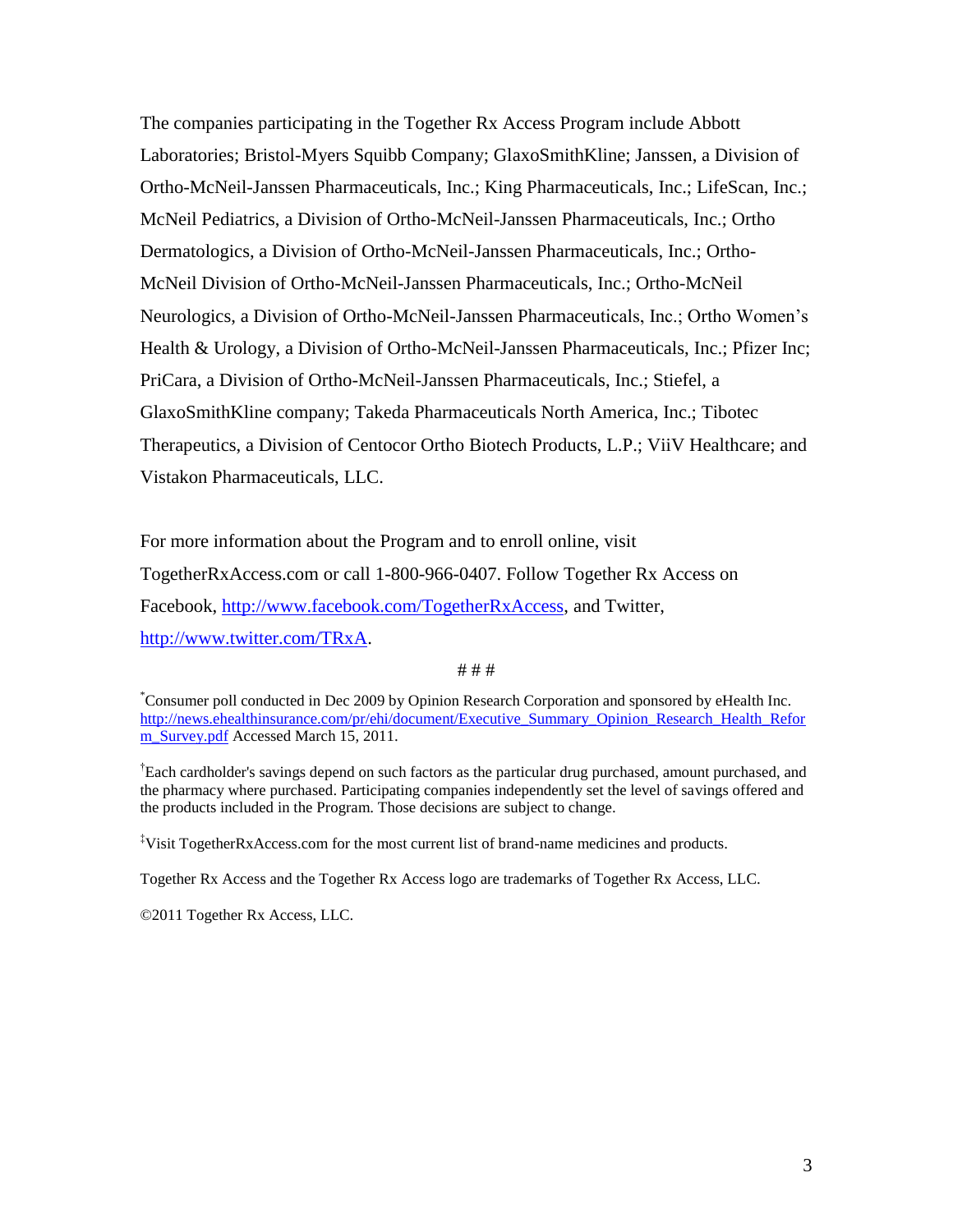The companies participating in the Together Rx Access Program include Abbott Laboratories; Bristol-Myers Squibb Company; GlaxoSmithKline; Janssen, a Division of Ortho-McNeil-Janssen Pharmaceuticals, Inc.; King Pharmaceuticals, Inc.; LifeScan, Inc.; McNeil Pediatrics, a Division of Ortho-McNeil-Janssen Pharmaceuticals, Inc.; Ortho Dermatologics, a Division of Ortho-McNeil-Janssen Pharmaceuticals, Inc.; Ortho-McNeil Division of Ortho-McNeil-Janssen Pharmaceuticals, Inc.; Ortho-McNeil Neurologics, a Division of Ortho-McNeil-Janssen Pharmaceuticals, Inc.; Ortho Women's Health & Urology, a Division of Ortho-McNeil-Janssen Pharmaceuticals, Inc.; Pfizer Inc; PriCara, a Division of Ortho-McNeil-Janssen Pharmaceuticals, Inc.; Stiefel, a GlaxoSmithKline company; Takeda Pharmaceuticals North America, Inc.; Tibotec Therapeutics, a Division of Centocor Ortho Biotech Products, L.P.; ViiV Healthcare; and Vistakon Pharmaceuticals, LLC.

For more information about the Program and to enroll online, visit TogetherRxAccess.com or call 1-800-966-0407. Follow Together Rx Access on Facebook, http://www.facebook.com/TogetherRxAccess, and Twitter, http://www.twitter.com/TRxA.

# # #

*Consumer poll conducted in Dec 2009 by Opinion Research Corporation and sponsored by eHealth Inc. http://news.ehealthinsurance.com/pr/ehi/document/Executive_Summary_Opinion_Research_Health_Reform_Survey.pdf Accessed March 15, 2011.

†Each cardholder's savings depend on such factors as the particular drug purchased, amount purchased, and the pharmacy where purchased. Participating companies independently set the level of savings offered and the products included in the Program. Those decisions are subject to change.

‡Visit TogetherRxAccess.com for the most current list of brand-name medicines and products.

Together Rx Access and the Together Rx Access logo are trademarks of Together Rx Access, LLC.

©2011 Together Rx Access, LLC.